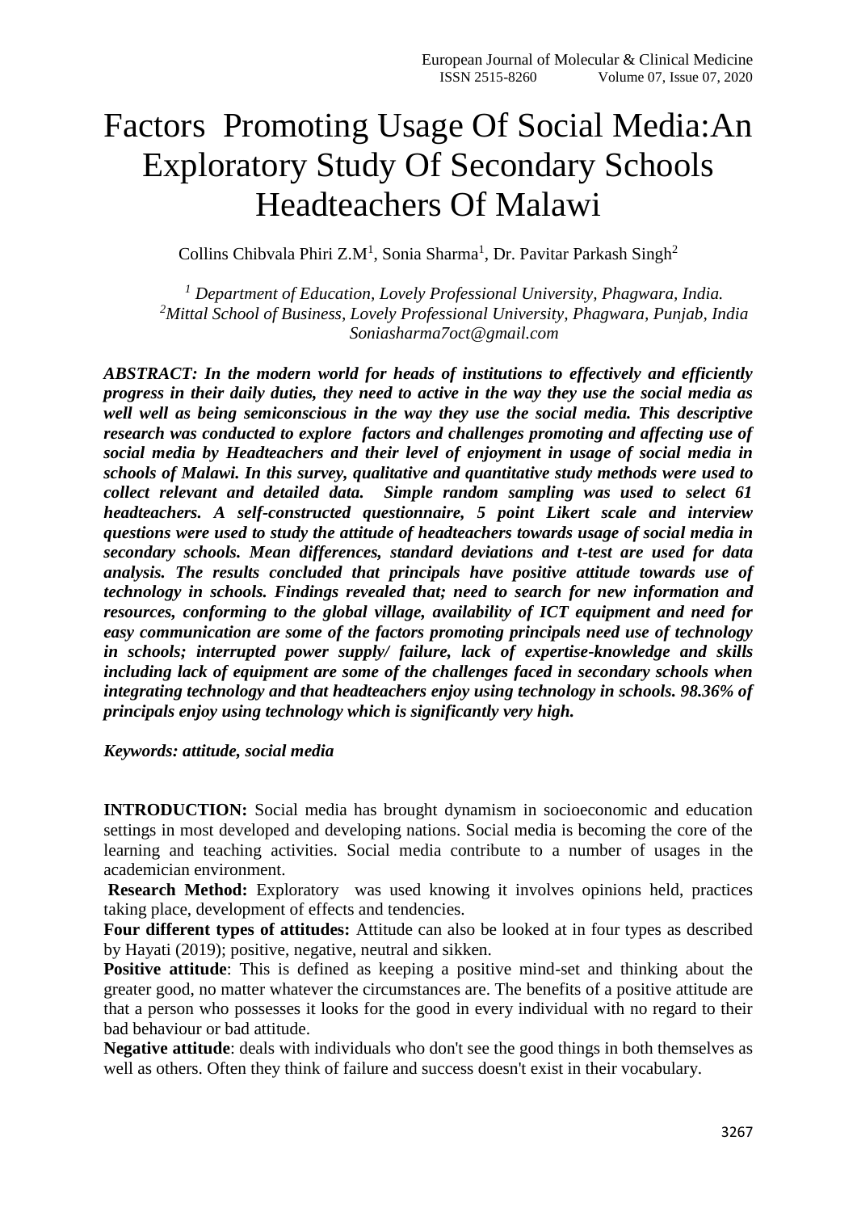# Factors Promoting Usage Of Social Media:An Exploratory Study Of Secondary Schools Headteachers Of Malawi

Collins Chibvala Phiri Z.M[1], Sonia Sharma[1], Dr. Pavitar Parkash Singh[2]

*[1] Department of Education, Lovely Professional University, Phagwara, India.*
*[2]Mittal School of Business, Lovely Professional University, Phagwara, Punjab, India*
*Soniasharma7oct@gmail.com*

***ABSTRACT: In the modern world for heads of institutions to effectively and efficiently progress in their daily duties, they need to active in the way they use the social media as well well as being semiconscious in the way they use the social media. This descriptive research was conducted to explore factors and challenges promoting and affecting use of social media by Headteachers and their level of enjoyment in usage of social media in schools of Malawi. In this survey, qualitative and quantitative study methods were used to collect relevant and detailed data. Simple random sampling was used to select 61 headteachers. A self-constructed questionnaire, 5 point Likert scale and interview questions were used to study the attitude of headteachers towards usage of social media in secondary schools. Mean differences, standard deviations and t-test are used for data analysis. The results concluded that principals have positive attitude towards use of technology in schools. Findings revealed that; need to search for new information and resources, conforming to the global village, availability of ICT equipment and need for easy communication are some of the factors promoting principals need use of technology in schools; interrupted power supply/ failure, lack of expertise-knowledge and skills including lack of equipment are some of the challenges faced in secondary schools when integrating technology and that headteachers enjoy using technology in schools. 98.36% of principals enjoy using technology which is significantly very high.***

***Keywords: attitude, social media***

**INTRODUCTION:** Social media has brought dynamism in socioeconomic and education settings in most developed and developing nations. Social media is becoming the core of the learning and teaching activities. Social media contribute to a number of usages in the academician environment.

**Research Method:** Exploratory was used knowing it involves opinions held, practices taking place, development of effects and tendencies.

**Four different types of attitudes:** Attitude can also be looked at in four types as described by Hayati (2019); positive, negative, neutral and sikken.

**Positive attitude**: This is defined as keeping a positive mind-set and thinking about the greater good, no matter whatever the circumstances are. The benefits of a positive attitude are that a person who possesses it looks for the good in every individual with no regard to their bad behaviour or bad attitude.

**Negative attitude**: deals with individuals who don't see the good things in both themselves as well as others. Often they think of failure and success doesn't exist in their vocabulary.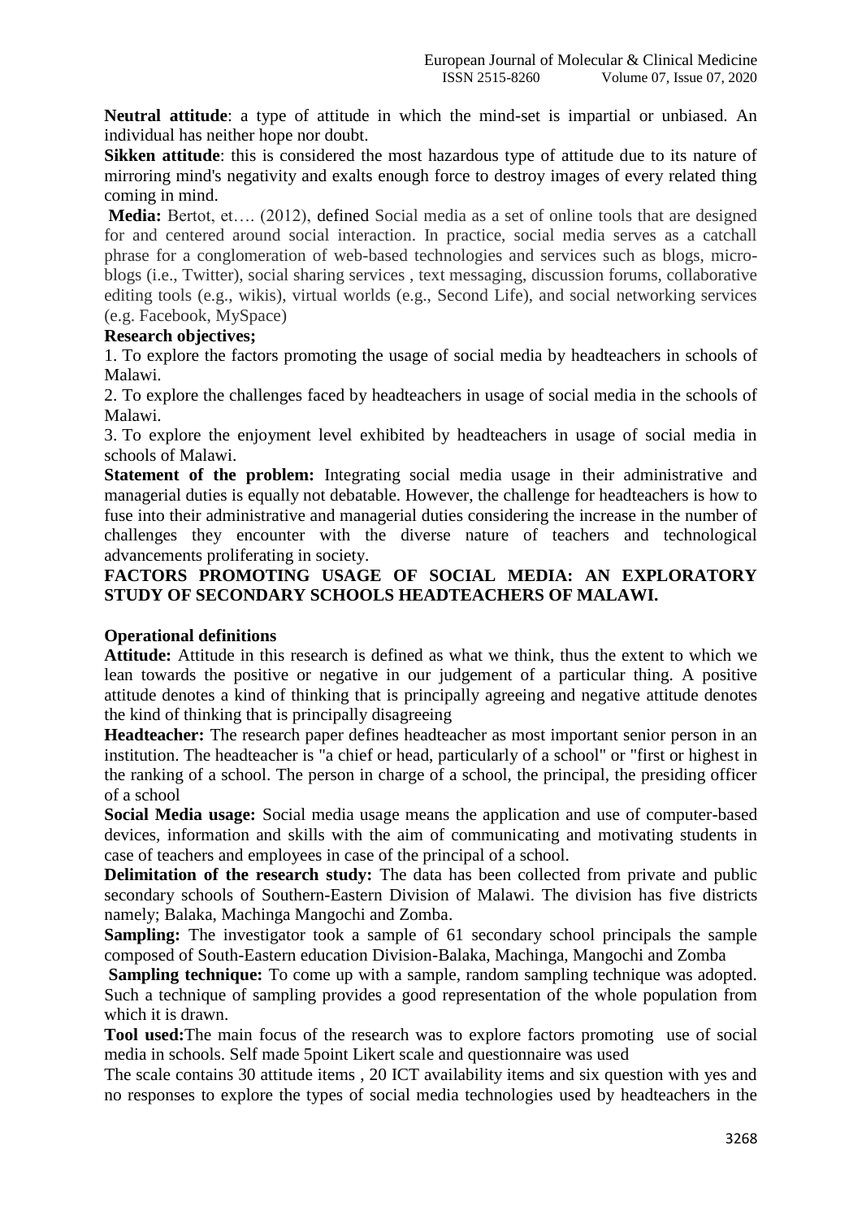**Neutral attitude**: a type of attitude in which the mind-set is impartial or unbiased. An individual has neither hope nor doubt.

**Sikken attitude**: this is considered the most hazardous type of attitude due to its nature of mirroring mind's negativity and exalts enough force to destroy images of every related thing coming in mind.

**Media:** Bertot, et…. (2012), defined Social media as a set of online tools that are designed for and centered around social interaction. In practice, social media serves as a catchall phrase for a conglomeration of web-based technologies and services such as blogs, micro-blogs (i.e., Twitter), social sharing services , text messaging, discussion forums, collaborative editing tools (e.g., wikis), virtual worlds (e.g., Second Life), and social networking services (e.g. Facebook, MySpace)

**Research objectives;**

1. To explore the factors promoting the usage of social media by headteachers in schools of Malawi.
2. To explore the challenges faced by headteachers in usage of social media in the schools of Malawi.
3. To explore the enjoyment level exhibited by headteachers in usage of social media in schools of Malawi.

**Statement of the problem:** Integrating social media usage in their administrative and managerial duties is equally not debatable. However, the challenge for headteachers is how to fuse into their administrative and managerial duties considering the increase in the number of challenges they encounter with the diverse nature of teachers and technological advancements proliferating in society.

**FACTORS PROMOTING USAGE OF SOCIAL MEDIA: AN EXPLORATORY STUDY OF SECONDARY SCHOOLS HEADTEACHERS OF MALAWI.**

**Operational definitions**

**Attitude:** Attitude in this research is defined as what we think, thus the extent to which we lean towards the positive or negative in our judgement of a particular thing. A positive attitude denotes a kind of thinking that is principally agreeing and negative attitude denotes the kind of thinking that is principally disagreeing

**Headteacher:** The research paper defines headteacher as most important senior person in an institution. The headteacher is "a chief or head, particularly of a school" or "first or highest in the ranking of a school. The person in charge of a school, the principal, the presiding officer of a school

**Social Media usage:** Social media usage means the application and use of computer-based devices, information and skills with the aim of communicating and motivating students in case of teachers and employees in case of the principal of a school.

**Delimitation of the research study:** The data has been collected from private and public secondary schools of Southern-Eastern Division of Malawi. The division has five districts namely; Balaka, Machinga Mangochi and Zomba.

**Sampling:** The investigator took a sample of 61 secondary school principals the sample composed of South-Eastern education Division-Balaka, Machinga, Mangochi and Zomba

**Sampling technique:** To come up with a sample, random sampling technique was adopted. Such a technique of sampling provides a good representation of the whole population from which it is drawn.

**Tool used:**The main focus of the research was to explore factors promoting use of social media in schools. Self made 5point Likert scale and questionnaire was used

The scale contains 30 attitude items , 20 ICT availability items and six question with yes and no responses to explore the types of social media technologies used by headteachers in the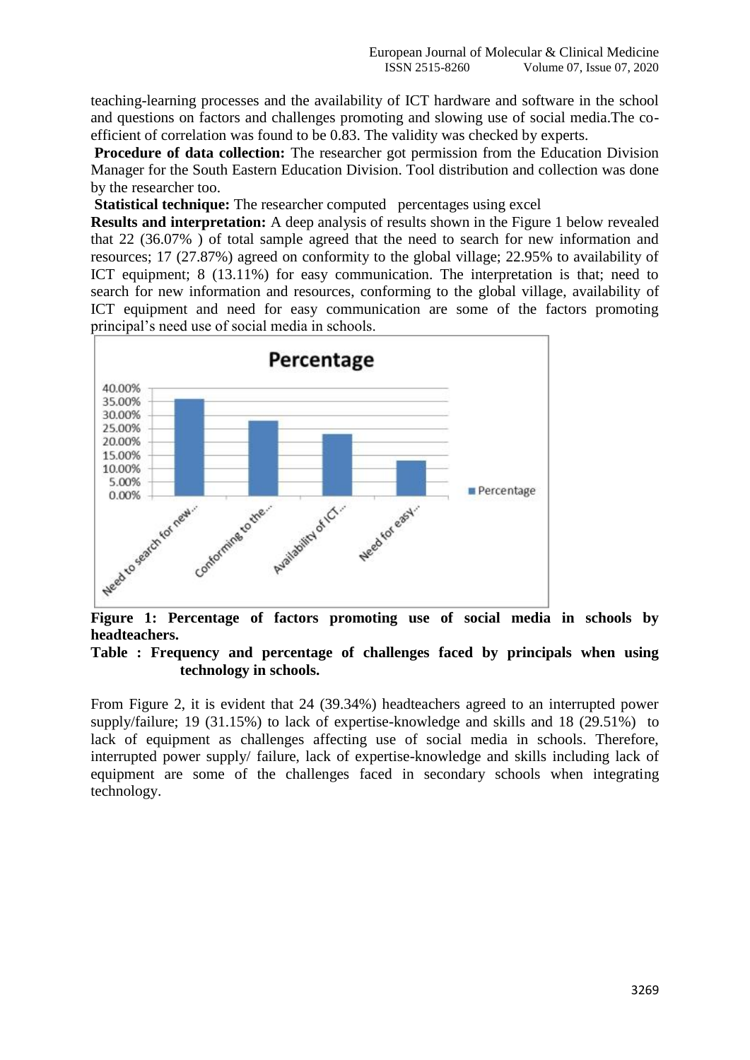teaching-learning processes and the availability of ICT hardware and software in the school and questions on factors and challenges promoting and slowing use of social media.The co-efficient of correlation was found to be 0.83. The validity was checked by experts.

**Procedure of data collection:** The researcher got permission from the Education Division Manager for the South Eastern Education Division. Tool distribution and collection was done by the researcher too.

**Statistical technique:** The researcher computed percentages using excel

**Results and interpretation:** A deep analysis of results shown in the Figure 1 below revealed that 22 (36.07% ) of total sample agreed that the need to search for new information and resources; 17 (27.87%) agreed on conformity to the global village; 22.95% to availability of ICT equipment; 8 (13.11%) for easy communication. The interpretation is that; need to search for new information and resources, conforming to the global village, availability of ICT equipment and need for easy communication are some of the factors promoting principal's need use of social media in schools.

**Figure 1: Percentage of factors promoting use of social media in schools by headteachers.**

**Table : Frequency and percentage of challenges faced by principals when using technology in schools.**

From Figure 2, it is evident that 24 (39.34%) headteachers agreed to an interrupted power supply/failure; 19 (31.15%) to lack of expertise-knowledge and skills and 18 (29.51%) to lack of equipment as challenges affecting use of social media in schools. Therefore, interrupted power supply/ failure, lack of expertise-knowledge and skills including lack of equipment are some of the challenges faced in secondary schools when integrating technology.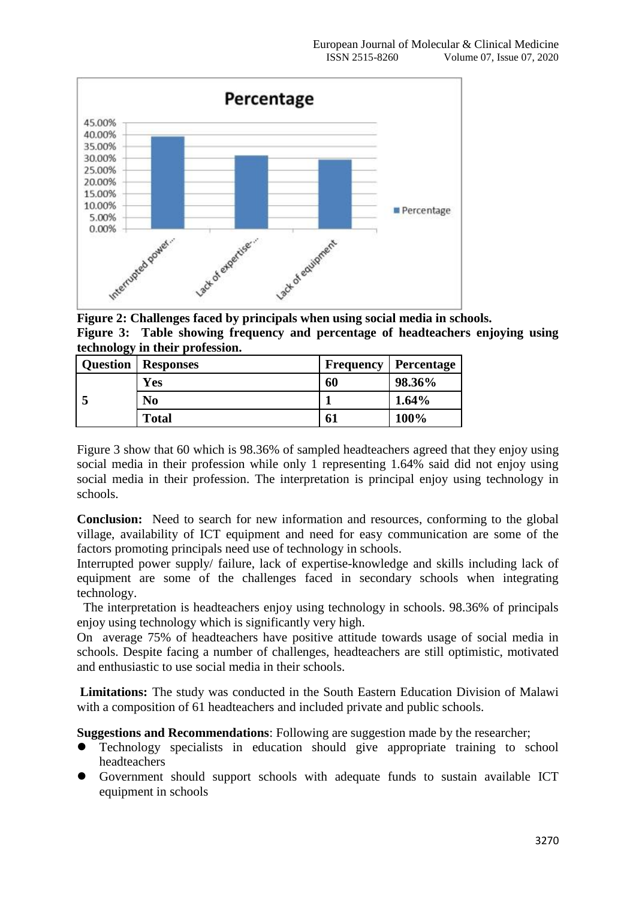**Figure 2: Challenges faced by principals when using social media in schools.**

**Figure 3: Table showing frequency and percentage of headteachers enjoying using technology in their profession.**

| Question | Responses | Frequency | Percentage |
|---|---|---|---|
| 5 | Yes | 60 | 98.36% |
| | No | 1 | 1.64% |
| | Total | 61 | 100% |

Figure 3 show that 60 which is 98.36% of sampled headteachers agreed that they enjoy using social media in their profession while only 1 representing 1.64% said did not enjoy using social media in their profession. The interpretation is principal enjoy using technology in schools.

**Conclusion:** Need to search for new information and resources, conforming to the global village, availability of ICT equipment and need for easy communication are some of the factors promoting principals need use of technology in schools.

Interrupted power supply/ failure, lack of expertise-knowledge and skills including lack of equipment are some of the challenges faced in secondary schools when integrating technology.

The interpretation is headteachers enjoy using technology in schools. 98.36% of principals enjoy using technology which is significantly very high.

On average 75% of headteachers have positive attitude towards usage of social media in schools. Despite facing a number of challenges, headteachers are still optimistic, motivated and enthusiastic to use social media in their schools.

**Limitations:** The study was conducted in the South Eastern Education Division of Malawi with a composition of 61 headteachers and included private and public schools.

**Suggestions and Recommendations**: Following are suggestion made by the researcher;

- Technology specialists in education should give appropriate training to school headteachers
- Government should support schools with adequate funds to sustain available ICT equipment in schools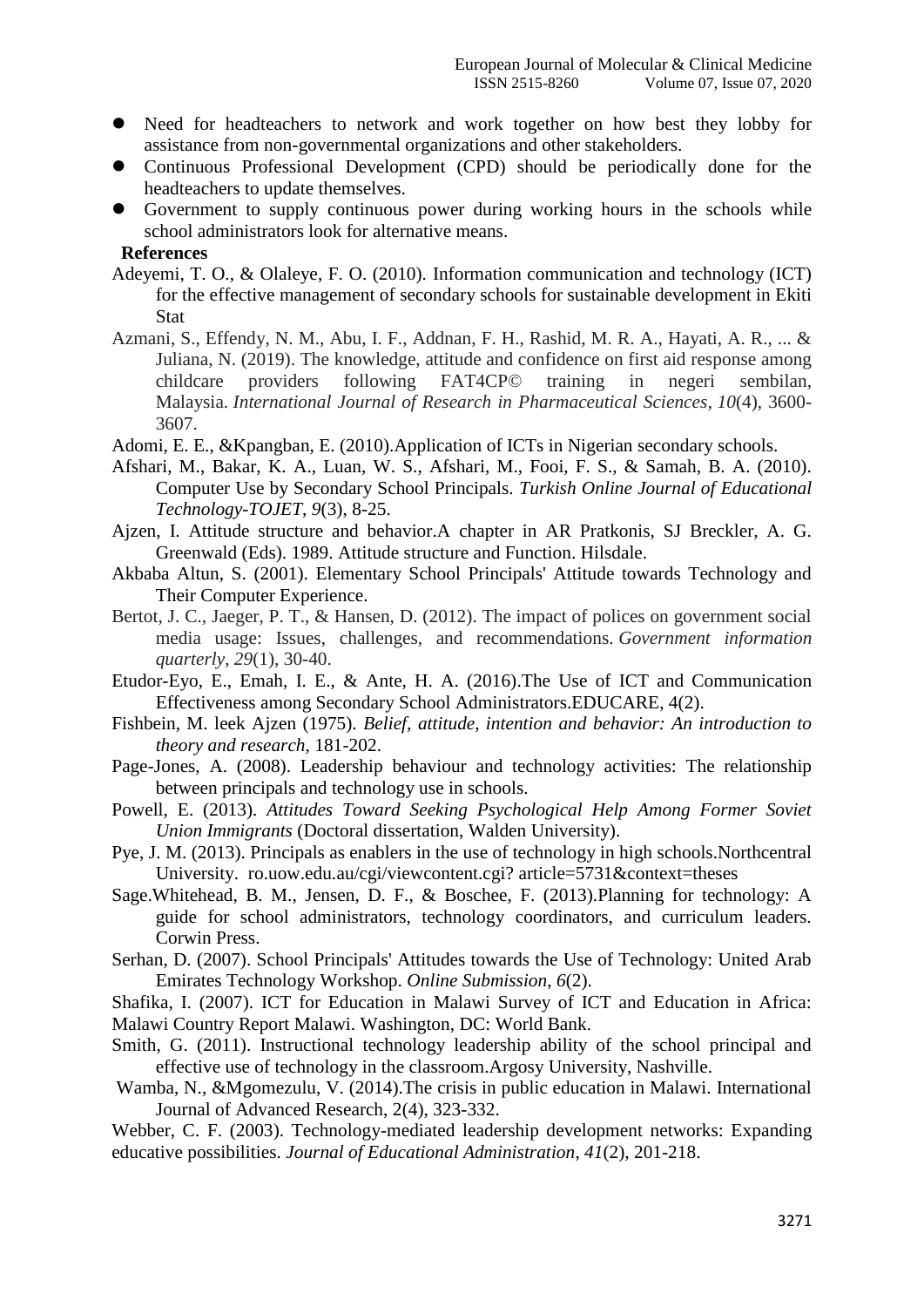- Need for headteachers to network and work together on how best they lobby for assistance from non-governmental organizations and other stakeholders.
- Continuous Professional Development (CPD) should be periodically done for the headteachers to update themselves.
- Government to supply continuous power during working hours in the schools while school administrators look for alternative means.

## References

Adeyemi, T. O., & Olaleye, F. O. (2010). Information communication and technology (ICT) for the effective management of secondary schools for sustainable development in Ekiti Stat

Azmani, S., Effendy, N. M., Abu, I. F., Addnan, F. H., Rashid, M. R. A., Hayati, A. R., ... & Juliana, N. (2019). The knowledge, attitude and confidence on first aid response among childcare providers following FAT4CP© training in negeri sembilan, Malaysia. *International Journal of Research in Pharmaceutical Sciences*, *10*(4), 3600-3607.

Adomi, E. E., &Kpangban, E. (2010).Application of ICTs in Nigerian secondary schools.

Afshari, M., Bakar, K. A., Luan, W. S., Afshari, M., Fooi, F. S., & Samah, B. A. (2010). Computer Use by Secondary School Principals. *Turkish Online Journal of Educational Technology-TOJET*, *9*(3), 8-25.

Ajzen, I. Attitude structure and behavior.A chapter in AR Pratkonis, SJ Breckler, A. G. Greenwald (Eds). 1989. Attitude structure and Function. Hilsdale.

Akbaba Altun, S. (2001). Elementary School Principals' Attitude towards Technology and Their Computer Experience.

Bertot, J. C., Jaeger, P. T., & Hansen, D. (2012). The impact of polices on government social media usage: Issues, challenges, and recommendations. *Government information quarterly*, *29*(1), 30-40.

Etudor-Eyo, E., Emah, I. E., & Ante, H. A. (2016).The Use of ICT and Communication Effectiveness among Secondary School Administrators.EDUCARE, 4(2).

Fishbein, M. leek Ajzen (1975). *Belief, attitude, intention and behavior: An introduction to theory and research*, 181-202.

Page-Jones, A. (2008). Leadership behaviour and technology activities: The relationship between principals and technology use in schools.

Powell, E. (2013). *Attitudes Toward Seeking Psychological Help Among Former Soviet Union Immigrants* (Doctoral dissertation, Walden University).

Pye, J. M. (2013). Principals as enablers in the use of technology in high schools.Northcentral University. ro.uow.edu.au/cgi/viewcontent.cgi? article=5731&context=theses

Sage.Whitehead, B. M., Jensen, D. F., & Boschee, F. (2013).Planning for technology: A guide for school administrators, technology coordinators, and curriculum leaders. Corwin Press.

Serhan, D. (2007). School Principals' Attitudes towards the Use of Technology: United Arab Emirates Technology Workshop. *Online Submission*, *6*(2).

Shafika, I. (2007). ICT for Education in Malawi Survey of ICT and Education in Africa: Malawi Country Report Malawi. Washington, DC: World Bank.

Smith, G. (2011). Instructional technology leadership ability of the school principal and effective use of technology in the classroom.Argosy University, Nashville.

Wamba, N., &Mgomezulu, V. (2014).The crisis in public education in Malawi. International Journal of Advanced Research, 2(4), 323-332.

Webber, C. F. (2003). Technology-mediated leadership development networks: Expanding educative possibilities. *Journal of Educational Administration*, *41*(2), 201-218.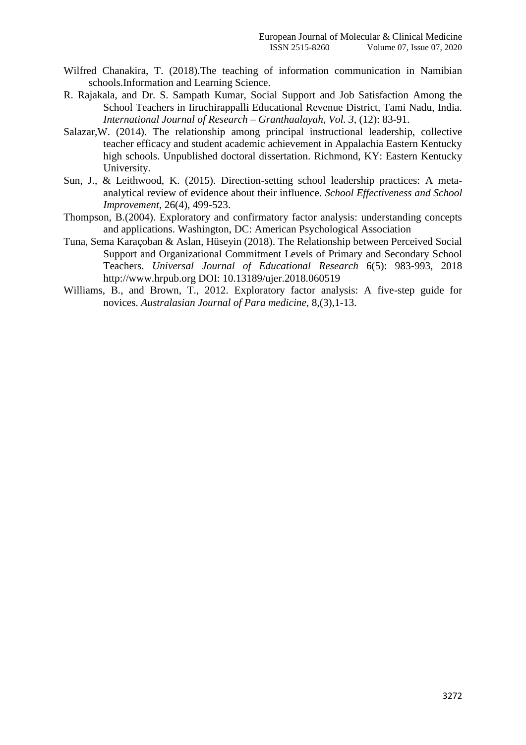Wilfred Chanakira, T. (2018).The teaching of information communication in Namibian schools.Information and Learning Science.

R. Rajakala, and Dr. S. Sampath Kumar, Social Support and Job Satisfaction Among the School Teachers in Iiruchirappalli Educational Revenue District, Tami Nadu, India. *International Journal of Research – Granthaalayah, Vol. 3*, (12): 83-91.

Salazar,W. (2014). The relationship among principal instructional leadership, collective teacher efficacy and student academic achievement in Appalachia Eastern Kentucky high schools. Unpublished doctoral dissertation. Richmond, KY: Eastern Kentucky University.

Sun, J., & Leithwood, K. (2015). Direction-setting school leadership practices: A meta-analytical review of evidence about their influence. *School Effectiveness and School Improvement*, 26(4), 499-523.

Thompson, B.(2004). Exploratory and confirmatory factor analysis: understanding concepts and applications. Washington, DC: American Psychological Association

Tuna, Sema Karaçoban & Aslan, Hüseyin (2018). The Relationship between Perceived Social Support and Organizational Commitment Levels of Primary and Secondary School Teachers. *Universal Journal of Educational Research* 6(5): 983-993, 2018 http://www.hrpub.org DOI: 10.13189/ujer.2018.060519

Williams, B., and Brown, T., 2012. Exploratory factor analysis: A five-step guide for novices. *Australasian Journal of Para medicine*, 8,(3),1-13.